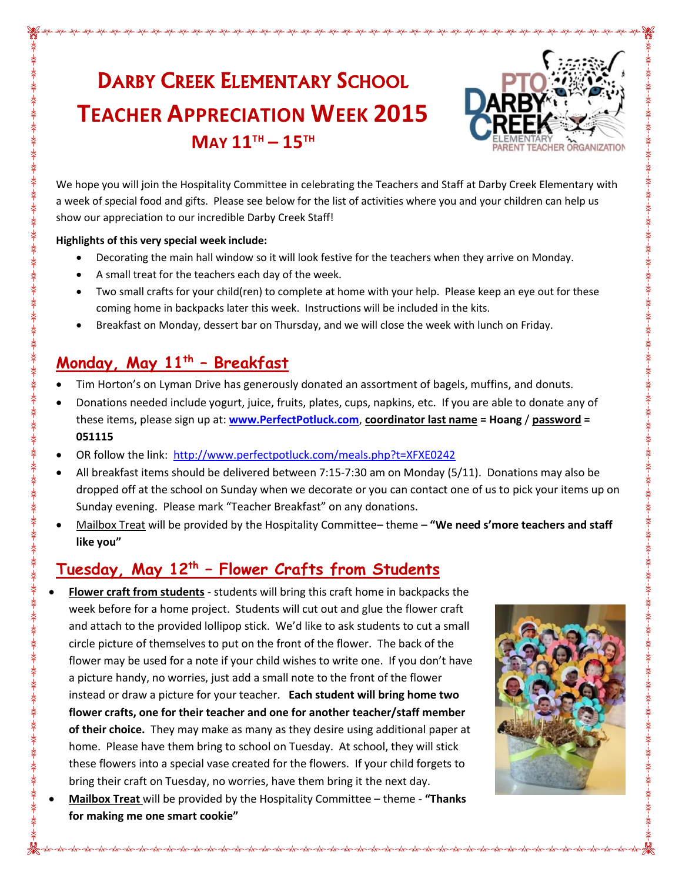# DARBY CREEK ELEMENTARY SCHOOL
# TEACHER APPRECIATION WEEK 2015
## MAY 11TH – 15TH

We hope you will join the Hospitality Committee in celebrating the Teachers and Staff at Darby Creek Elementary with a week of special food and gifts. Please see below for the list of activities where you and your children can help us show our appreciation to our incredible Darby Creek Staff!

**Highlights of this very special week include:**

- Decorating the main hall window so it will look festive for the teachers when they arrive on Monday.
- A small treat for the teachers each day of the week.
- Two small crafts for your child(ren) to complete at home with your help. Please keep an eye out for these coming home in backpacks later this week. Instructions will be included in the kits.
- Breakfast on Monday, dessert bar on Thursday, and we will close the week with lunch on Friday.

## Monday, May 11th – Breakfast

- Tim Horton's on Lyman Drive has generously donated an assortment of bagels, muffins, and donuts.
- Donations needed include yogurt, juice, fruits, plates, cups, napkins, etc. If you are able to donate any of these items, please sign up at: **www.PerfectPotluck.com**, **coordinator last name = Hoang** / **password = 051115**
- OR follow the link: http://www.perfectpotluck.com/meals.php?t=XFXE0242
- All breakfast items should be delivered between 7:15-7:30 am on Monday (5/11). Donations may also be dropped off at the school on Sunday when we decorate or you can contact one of us to pick your items up on Sunday evening. Please mark "Teacher Breakfast" on any donations.
- Mailbox Treat will be provided by the Hospitality Committee– theme – **"We need s'more teachers and staff like you"**

## Tuesday, May 12th – Flower Crafts from Students

- **Flower craft from students** - students will bring this craft home in backpacks the week before for a home project. Students will cut out and glue the flower craft and attach to the provided lollipop stick. We'd like to ask students to cut a small circle picture of themselves to put on the front of the flower. The back of the flower may be used for a note if your child wishes to write one. If you don't have a picture handy, no worries, just add a small note to the front of the flower instead or draw a picture for your teacher. **Each student will bring home two flower crafts, one for their teacher and one for another teacher/staff member of their choice.** They may make as many as they desire using additional paper at home. Please have them bring to school on Tuesday. At school, they will stick these flowers into a special vase created for the flowers. If your child forgets to bring their craft on Tuesday, no worries, have them bring it the next day.
- **Mailbox Treat** will be provided by the Hospitality Committee – theme - **"Thanks for making me one smart cookie"**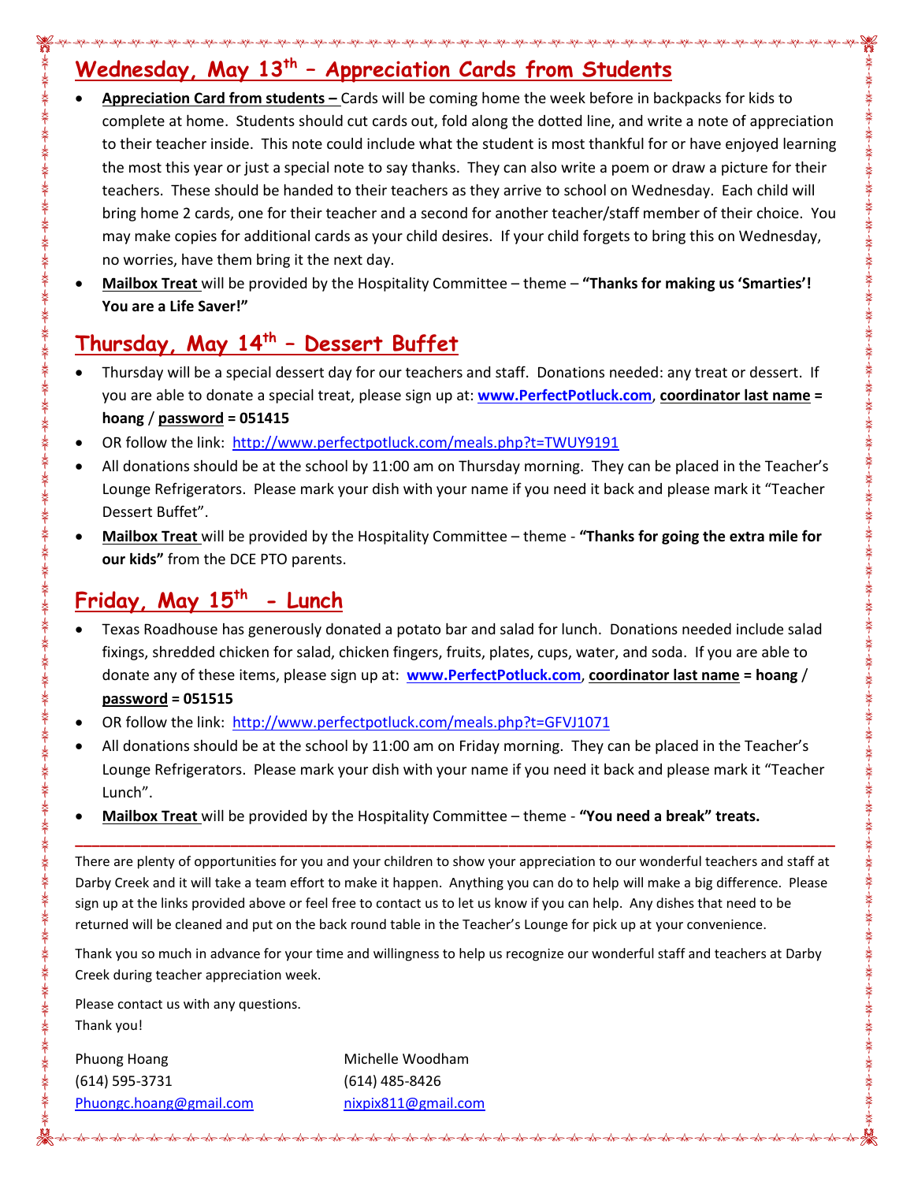## Wednesday, May 13th – Appreciation Cards from Students

- **Appreciation Card from students –** Cards will be coming home the week before in backpacks for kids to complete at home. Students should cut cards out, fold along the dotted line, and write a note of appreciation to their teacher inside. This note could include what the student is most thankful for or have enjoyed learning the most this year or just a special note to say thanks. They can also write a poem or draw a picture for their teachers. These should be handed to their teachers as they arrive to school on Wednesday. Each child will bring home 2 cards, one for their teacher and a second for another teacher/staff member of their choice. You may make copies for additional cards as your child desires. If your child forgets to bring this on Wednesday, no worries, have them bring it the next day.
- **Mailbox Treat** will be provided by the Hospitality Committee – theme – **"Thanks for making us 'Smarties'! You are a Life Saver!"**

## Thursday, May 14th – Dessert Buffet

- Thursday will be a special dessert day for our teachers and staff. Donations needed: any treat or dessert. If you are able to donate a special treat, please sign up at: **www.PerfectPotluck.com**, **coordinator last name = hoang** / **password = 051415**
- OR follow the link: http://www.perfectpotluck.com/meals.php?t=TWUY9191
- All donations should be at the school by 11:00 am on Thursday morning. They can be placed in the Teacher's Lounge Refrigerators. Please mark your dish with your name if you need it back and please mark it "Teacher Dessert Buffet".
- **Mailbox Treat** will be provided by the Hospitality Committee – theme - **"Thanks for going the extra mile for our kids"** from the DCE PTO parents.

## Friday, May 15th - Lunch

- Texas Roadhouse has generously donated a potato bar and salad for lunch. Donations needed include salad fixings, shredded chicken for salad, chicken fingers, fruits, plates, cups, water, and soda. If you are able to donate any of these items, please sign up at: **www.PerfectPotluck.com**, **coordinator last name = hoang** / **password = 051515**
- OR follow the link: http://www.perfectpotluck.com/meals.php?t=GFVJ1071
- All donations should be at the school by 11:00 am on Friday morning. They can be placed in the Teacher's Lounge Refrigerators. Please mark your dish with your name if you need it back and please mark it "Teacher Lunch".
- **Mailbox Treat** will be provided by the Hospitality Committee – theme - **"You need a break" treats.**

---

There are plenty of opportunities for you and your children to show your appreciation to our wonderful teachers and staff at Darby Creek and it will take a team effort to make it happen. Anything you can do to help will make a big difference. Please sign up at the links provided above or feel free to contact us to let us know if you can help. Any dishes that need to be returned will be cleaned and put on the back round table in the Teacher's Lounge for pick up at your convenience.

Thank you so much in advance for your time and willingness to help us recognize our wonderful staff and teachers at Darby Creek during teacher appreciation week.

Please contact us with any questions.
Thank you!

Phuong Hoang
(614) 595-3731
Phuongc.hoang@gmail.com

Michelle Woodham
(614) 485-8426
nixpix811@gmail.com